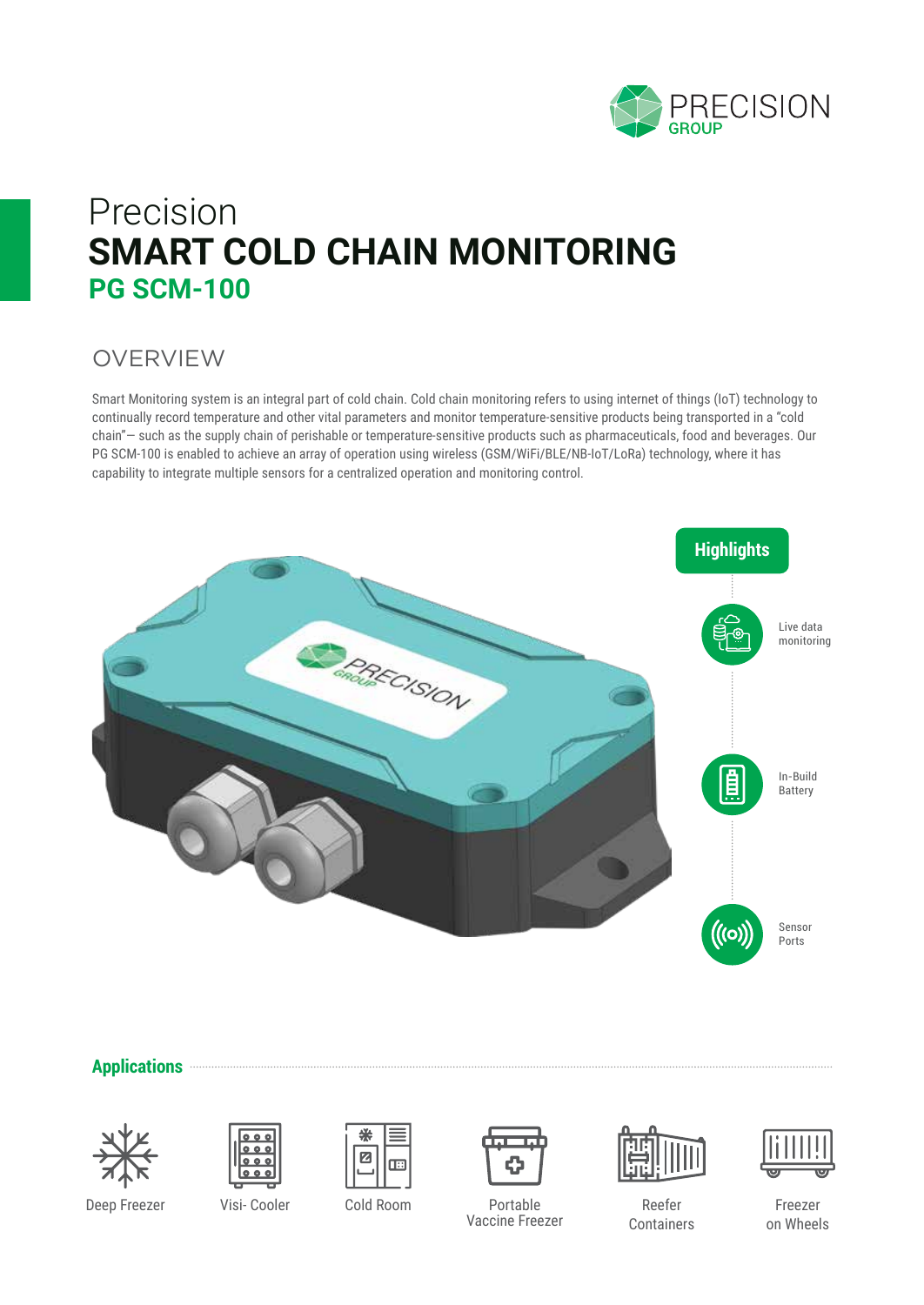# Precision
# SMART COLD CHAIN MONITORING
## PG SCM-100

## OVERVIEW

Smart Monitoring system is an integral part of cold chain. Cold chain monitoring refers to using internet of things (IoT) technology to continually record temperature and other vital parameters and monitor temperature-sensitive products being transported in a "cold chain"– such as the supply chain of perishable or temperature-sensitive products such as pharmaceuticals, food and beverages. Our PG SCM-100 is enabled to achieve an array of operation using wireless (GSM/WiFi/BLE/NB-IoT/LoRa) technology, where it has capability to integrate multiple sensors for a centralized operation and monitoring control.

### Highlights

- Live data monitoring
- In-Build Battery
- Sensor Ports

### Applications

- Deep Freezer
- Visi- Cooler
- Cold Room
- Portable Vaccine Freezer
- Reefer Containers
- Freezer on Wheels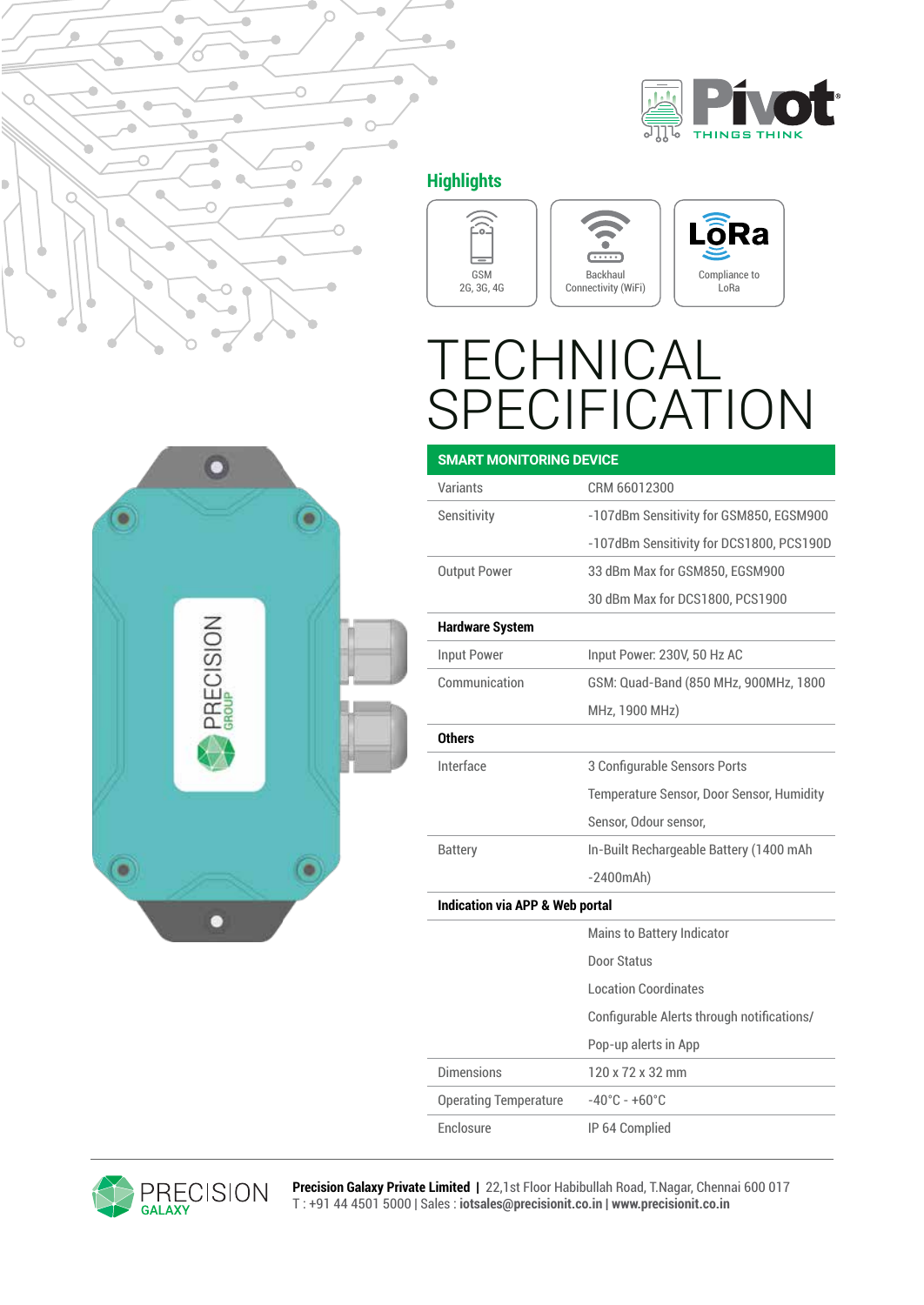Pivot
THINGS THINK

## Highlights

GSM
2G, 3G, 4G

Backhaul
Connectivity (WiFi)

LoRa
Compliance to LoRa

# TECHNICAL SPECIFICATION

| SMART MONITORING DEVICE | |
|---|---|
| Variants | CRM 66012300 |
| Sensitivity | -107dBm Sensitivity for GSM850, EGSM900 |
| | -107dBm Sensitivity for DCS1800, PCS190D |
| Output Power | 33 dBm Max for GSM850, EGSM900 |
| | 30 dBm Max for DCS1800, PCS1900 |
| **Hardware System** | |
| Input Power | Input Power: 230V, 50 Hz AC |
| Communication | GSM: Quad-Band (850 MHz, 900MHz, 1800 MHz, 1900 MHz) |
| **Others** | |
| Interface | 3 Configurable Sensors Ports |
| | Temperature Sensor, Door Sensor, Humidity Sensor, Odour sensor, |
| Battery | In-Built Rechargeable Battery (1400 mAh -2400mAh) |
| **Indication via APP & Web portal** | |
| | Mains to Battery Indicator |
| | Door Status |
| | Location Coordinates |
| | Configurable Alerts through notifications/ Pop-up alerts in App |
| Dimensions | 120 x 72 x 32 mm |
| Operating Temperature | -40°C - +60°C |
| Enclosure | IP 64 Complied |

PRECISION GALAXY

**Precision Galaxy Private Limited** | 22,1st Floor Habibullah Road, T.Nagar, Chennai 600 017
T : +91 44 4501 5000 | Sales : **iotsales@precisionit.co.in** | **www.precisionit.co.in**